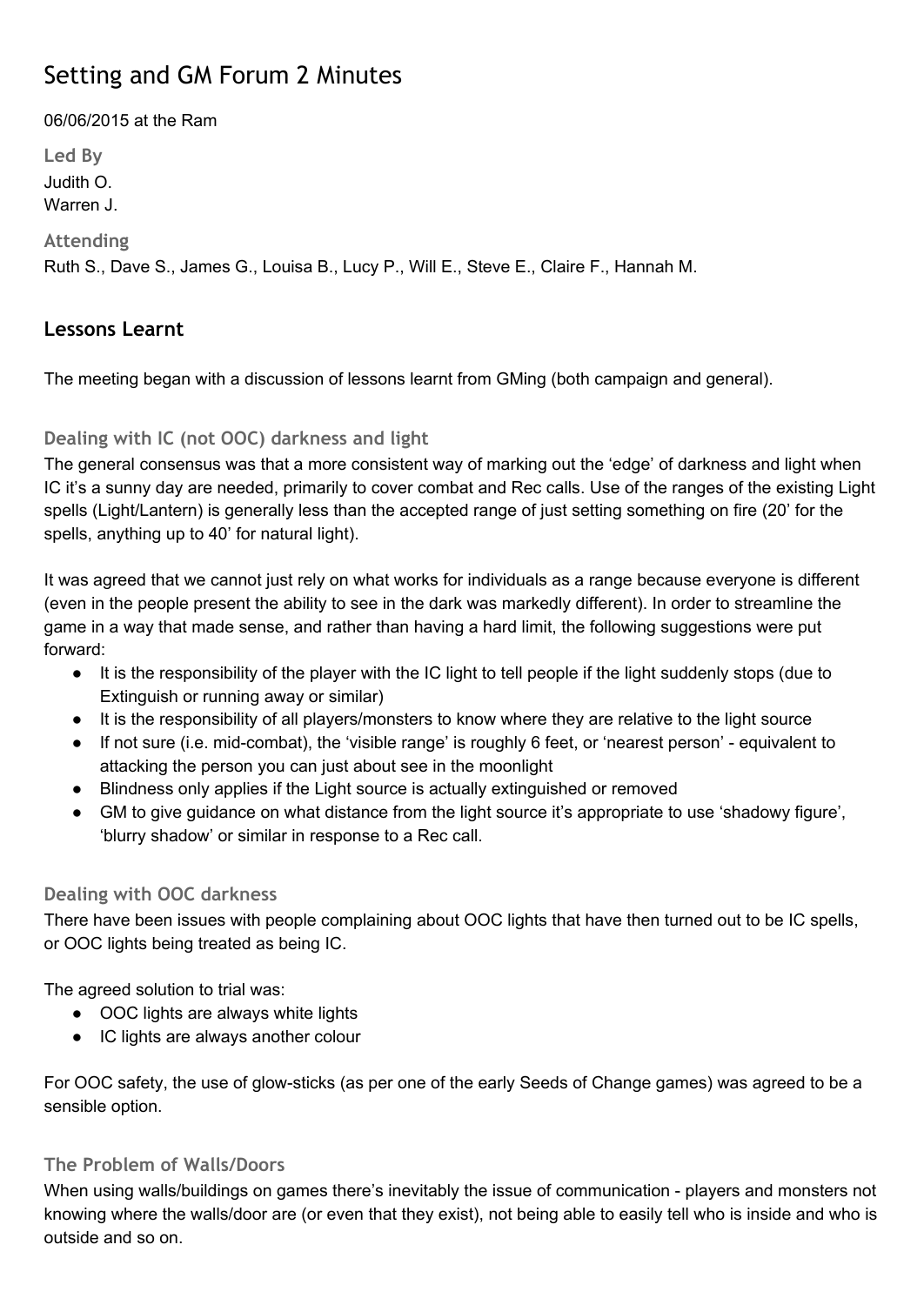# Setting and GM Forum 2 Minutes

06/06/2015 at the Ram

**Led By**

Judith O.
Warren J.

**Attending**

Ruth S., Dave S., James G., Louisa B., Lucy P., Will E., Steve E., Claire F., Hannah M.

## Lessons Learnt

The meeting began with a discussion of lessons learnt from GMing (both campaign and general).

### Dealing with IC (not OOC) darkness and light

The general consensus was that a more consistent way of marking out the 'edge' of darkness and light when IC it's a sunny day are needed, primarily to cover combat and Rec calls. Use of the ranges of the existing Light spells (Light/Lantern) is generally less than the accepted range of just setting something on fire (20' for the spells, anything up to 40' for natural light).

It was agreed that we cannot just rely on what works for individuals as a range because everyone is different (even in the people present the ability to see in the dark was markedly different). In order to streamline the game in a way that made sense, and rather than having a hard limit, the following suggestions were put forward:

- It is the responsibility of the player with the IC light to tell people if the light suddenly stops (due to Extinguish or running away or similar)
- It is the responsibility of all players/monsters to know where they are relative to the light source
- If not sure (i.e. mid-combat), the 'visible range' is roughly 6 feet, or 'nearest person' - equivalent to attacking the person you can just about see in the moonlight
- Blindness only applies if the Light source is actually extinguished or removed
- GM to give guidance on what distance from the light source it's appropriate to use 'shadowy figure', 'blurry shadow' or similar in response to a Rec call.

### Dealing with OOC darkness

There have been issues with people complaining about OOC lights that have then turned out to be IC spells, or OOC lights being treated as being IC.

The agreed solution to trial was:

- OOC lights are always white lights
- IC lights are always another colour

For OOC safety, the use of glow-sticks (as per one of the early Seeds of Change games) was agreed to be a sensible option.

### The Problem of Walls/Doors

When using walls/buildings on games there's inevitably the issue of communication - players and monsters not knowing where the walls/door are (or even that they exist), not being able to easily tell who is inside and who is outside and so on.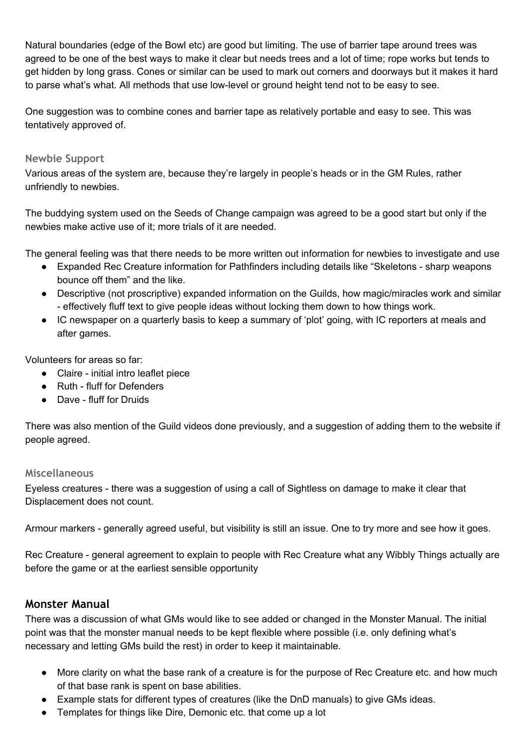Natural boundaries (edge of the Bowl etc) are good but limiting. The use of barrier tape around trees was agreed to be one of the best ways to make it clear but needs trees and a lot of time; rope works but tends to get hidden by long grass. Cones or similar can be used to mark out corners and doorways but it makes it hard to parse what's what. All methods that use low-level or ground height tend not to be easy to see.

One suggestion was to combine cones and barrier tape as relatively portable and easy to see. This was tentatively approved of.

### Newbie Support

Various areas of the system are, because they're largely in people's heads or in the GM Rules, rather unfriendly to newbies.

The buddying system used on the Seeds of Change campaign was agreed to be a good start but only if the newbies make active use of it; more trials of it are needed.

The general feeling was that there needs to be more written out information for newbies to investigate and use

- Expanded Rec Creature information for Pathfinders including details like "Skeletons - sharp weapons bounce off them" and the like.
- Descriptive (not proscriptive) expanded information on the Guilds, how magic/miracles work and similar - effectively fluff text to give people ideas without locking them down to how things work.
- IC newspaper on a quarterly basis to keep a summary of 'plot' going, with IC reporters at meals and after games.

Volunteers for areas so far:

- Claire - initial intro leaflet piece
- Ruth - fluff for Defenders
- Dave - fluff for Druids

There was also mention of the Guild videos done previously, and a suggestion of adding them to the website if people agreed.

### Miscellaneous

Eyeless creatures - there was a suggestion of using a call of Sightless on damage to make it clear that Displacement does not count.

Armour markers - generally agreed useful, but visibility is still an issue. One to try more and see how it goes.

Rec Creature - general agreement to explain to people with Rec Creature what any Wibbly Things actually are before the game or at the earliest sensible opportunity

## Monster Manual

There was a discussion of what GMs would like to see added or changed in the Monster Manual. The initial point was that the monster manual needs to be kept flexible where possible (i.e. only defining what's necessary and letting GMs build the rest) in order to keep it maintainable.

- More clarity on what the base rank of a creature is for the purpose of Rec Creature etc. and how much of that base rank is spent on base abilities.
- Example stats for different types of creatures (like the DnD manuals) to give GMs ideas.
- Templates for things like Dire, Demonic etc. that come up a lot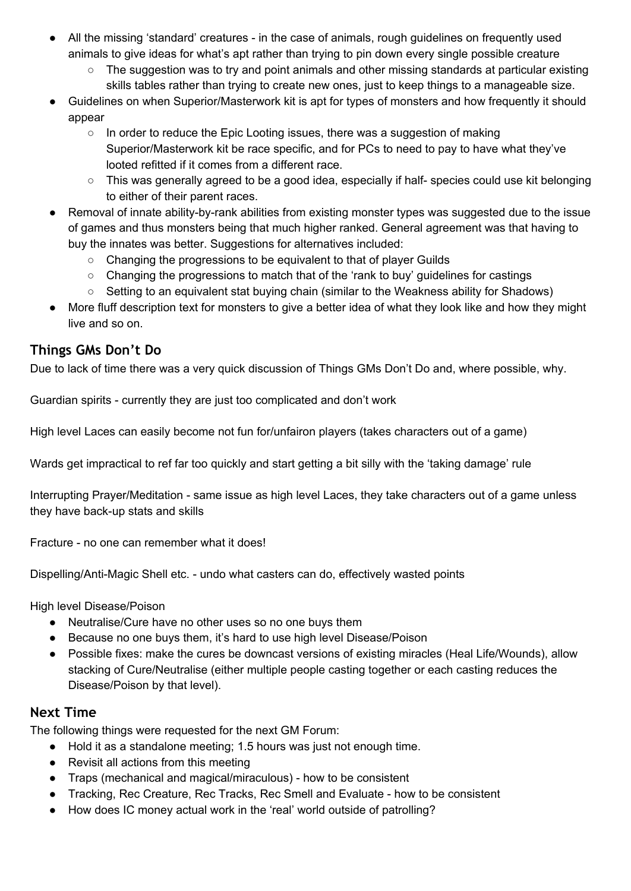- All the missing 'standard' creatures - in the case of animals, rough guidelines on frequently used animals to give ideas for what's apt rather than trying to pin down every single possible creature
  - The suggestion was to try and point animals and other missing standards at particular existing skills tables rather than trying to create new ones, just to keep things to a manageable size.
- Guidelines on when Superior/Masterwork kit is apt for types of monsters and how frequently it should appear
  - In order to reduce the Epic Looting issues, there was a suggestion of making Superior/Masterwork kit be race specific, and for PCs to need to pay to have what they've looted refitted if it comes from a different race.
  - This was generally agreed to be a good idea, especially if half- species could use kit belonging to either of their parent races.
- Removal of innate ability-by-rank abilities from existing monster types was suggested due to the issue of games and thus monsters being that much higher ranked. General agreement was that having to buy the innates was better. Suggestions for alternatives included:
  - Changing the progressions to be equivalent to that of player Guilds
  - Changing the progressions to match that of the 'rank to buy' guidelines for castings
  - Setting to an equivalent stat buying chain (similar to the Weakness ability for Shadows)
- More fluff description text for monsters to give a better idea of what they look like and how they might live and so on.

## Things GMs Don't Do

Due to lack of time there was a very quick discussion of Things GMs Don't Do and, where possible, why.

Guardian spirits - currently they are just too complicated and don't work

High level Laces can easily become not fun for/unfairon players (takes characters out of a game)

Wards get impractical to ref far too quickly and start getting a bit silly with the 'taking damage' rule

Interrupting Prayer/Meditation - same issue as high level Laces, they take characters out of a game unless they have back-up stats and skills

Fracture - no one can remember what it does!

Dispelling/Anti-Magic Shell etc. - undo what casters can do, effectively wasted points

High level Disease/Poison

- Neutralise/Cure have no other uses so no one buys them
- Because no one buys them, it's hard to use high level Disease/Poison
- Possible fixes: make the cures be downcast versions of existing miracles (Heal Life/Wounds), allow stacking of Cure/Neutralise (either multiple people casting together or each casting reduces the Disease/Poison by that level).

## Next Time

The following things were requested for the next GM Forum:

- Hold it as a standalone meeting; 1.5 hours was just not enough time.
- Revisit all actions from this meeting
- Traps (mechanical and magical/miraculous) - how to be consistent
- Tracking, Rec Creature, Rec Tracks, Rec Smell and Evaluate - how to be consistent
- How does IC money actual work in the 'real' world outside of patrolling?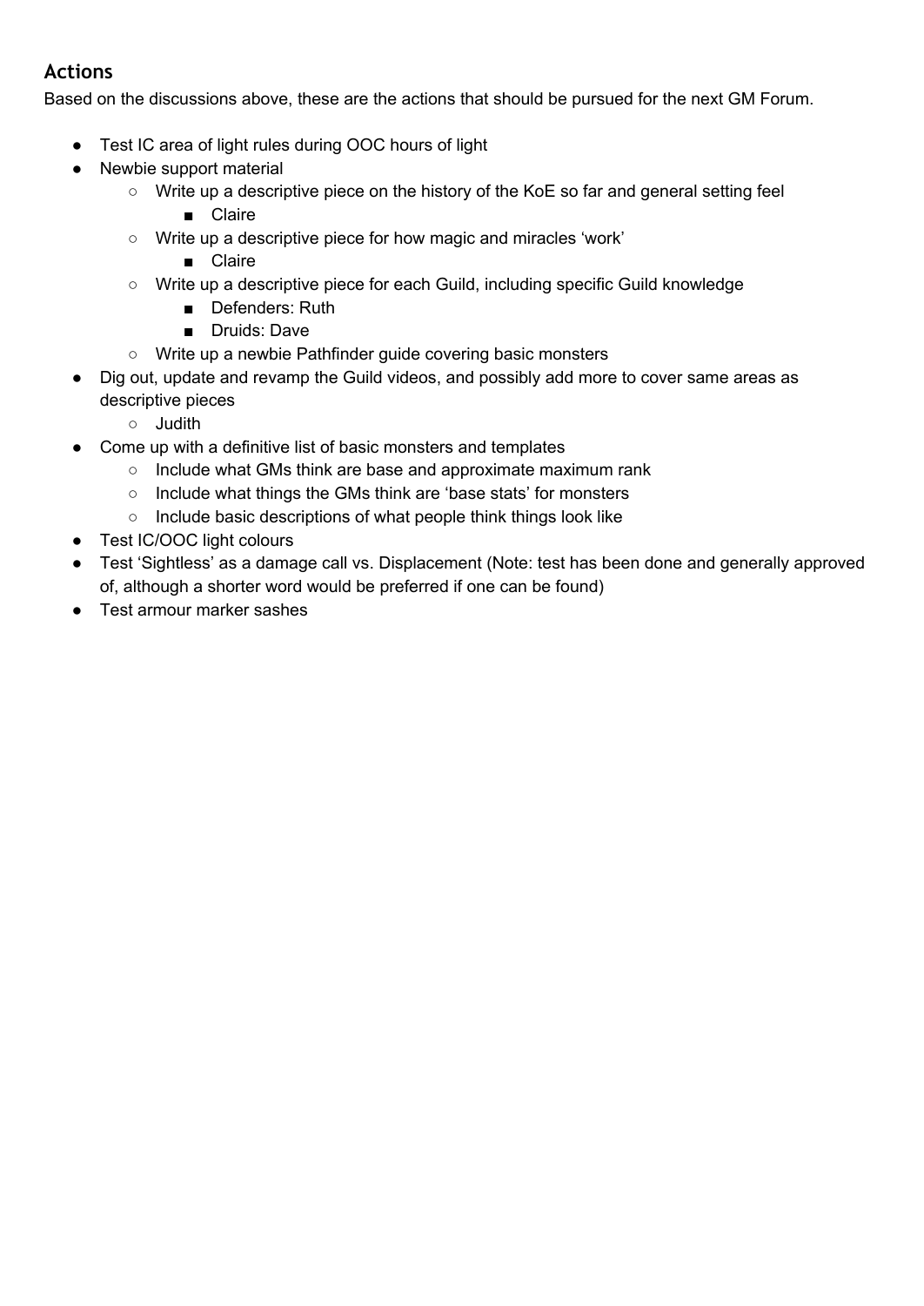## Actions

Based on the discussions above, these are the actions that should be pursued for the next GM Forum.

- Test IC area of light rules during OOC hours of light
- Newbie support material
  - Write up a descriptive piece on the history of the KoE so far and general setting feel
    - Claire
  - Write up a descriptive piece for how magic and miracles 'work'
    - Claire
  - Write up a descriptive piece for each Guild, including specific Guild knowledge
    - Defenders: Ruth
    - Druids: Dave
  - Write up a newbie Pathfinder guide covering basic monsters
- Dig out, update and revamp the Guild videos, and possibly add more to cover same areas as descriptive pieces
  - Judith
- Come up with a definitive list of basic monsters and templates
  - Include what GMs think are base and approximate maximum rank
  - Include what things the GMs think are 'base stats' for monsters
  - Include basic descriptions of what people think things look like
- Test IC/OOC light colours
- Test 'Sightless' as a damage call vs. Displacement (Note: test has been done and generally approved of, although a shorter word would be preferred if one can be found)
- Test armour marker sashes